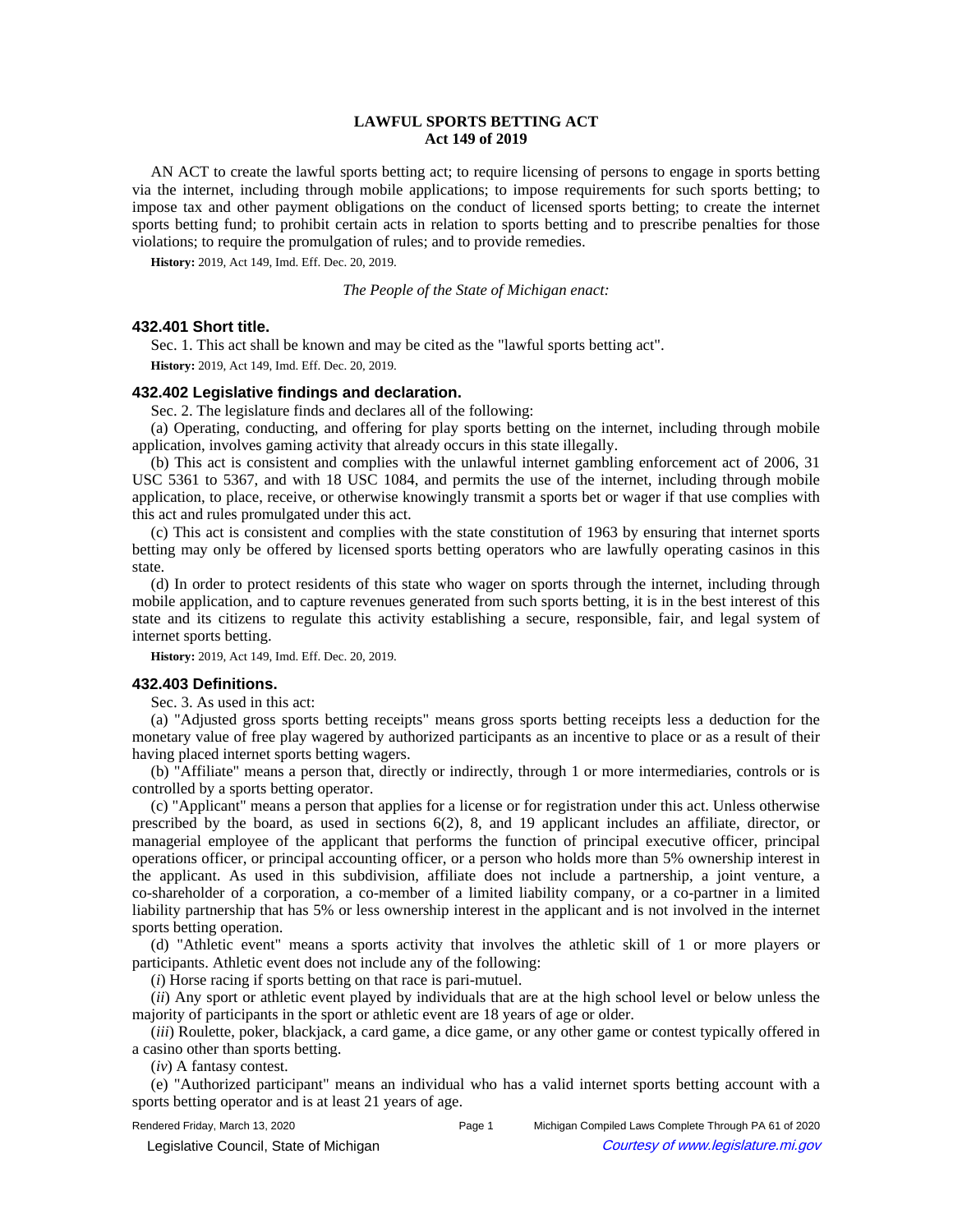# LAWFUL SPORTS BETTING ACT
## Act 149 of 2019

AN ACT to create the lawful sports betting act; to require licensing of persons to engage in sports betting via the internet, including through mobile applications; to impose requirements for such sports betting; to impose tax and other payment obligations on the conduct of licensed sports betting; to create the internet sports betting fund; to prohibit certain acts in relation to sports betting and to prescribe penalties for those violations; to require the promulgation of rules; and to provide remedies.

**History:** 2019, Act 149, Imd. Eff. Dec. 20, 2019.

*The People of the State of Michigan enact:*

### 432.401 Short title.

Sec. 1. This act shall be known and may be cited as the "lawful sports betting act".

**History:** 2019, Act 149, Imd. Eff. Dec. 20, 2019.

### 432.402 Legislative findings and declaration.

Sec. 2. The legislature finds and declares all of the following:

(a) Operating, conducting, and offering for play sports betting on the internet, including through mobile application, involves gaming activity that already occurs in this state illegally.

(b) This act is consistent and complies with the unlawful internet gambling enforcement act of 2006, 31 USC 5361 to 5367, and with 18 USC 1084, and permits the use of the internet, including through mobile application, to place, receive, or otherwise knowingly transmit a sports bet or wager if that use complies with this act and rules promulgated under this act.

(c) This act is consistent and complies with the state constitution of 1963 by ensuring that internet sports betting may only be offered by licensed sports betting operators who are lawfully operating casinos in this state.

(d) In order to protect residents of this state who wager on sports through the internet, including through mobile application, and to capture revenues generated from such sports betting, it is in the best interest of this state and its citizens to regulate this activity establishing a secure, responsible, fair, and legal system of internet sports betting.

**History:** 2019, Act 149, Imd. Eff. Dec. 20, 2019.

### 432.403 Definitions.

Sec. 3. As used in this act:

(a) "Adjusted gross sports betting receipts" means gross sports betting receipts less a deduction for the monetary value of free play wagered by authorized participants as an incentive to place or as a result of their having placed internet sports betting wagers.

(b) "Affiliate" means a person that, directly or indirectly, through 1 or more intermediaries, controls or is controlled by a sports betting operator.

(c) "Applicant" means a person that applies for a license or for registration under this act. Unless otherwise prescribed by the board, as used in sections 6(2), 8, and 19 applicant includes an affiliate, director, or managerial employee of the applicant that performs the function of principal executive officer, principal operations officer, or principal accounting officer, or a person who holds more than 5% ownership interest in the applicant. As used in this subdivision, affiliate does not include a partnership, a joint venture, a co-shareholder of a corporation, a co-member of a limited liability company, or a co-partner in a limited liability partnership that has 5% or less ownership interest in the applicant and is not involved in the internet sports betting operation.

(d) "Athletic event" means a sports activity that involves the athletic skill of 1 or more players or participants. Athletic event does not include any of the following:

(*i*) Horse racing if sports betting on that race is pari-mutuel.

(*ii*) Any sport or athletic event played by individuals that are at the high school level or below unless the majority of participants in the sport or athletic event are 18 years of age or older.

(*iii*) Roulette, poker, blackjack, a card game, a dice game, or any other game or contest typically offered in a casino other than sports betting.

(*iv*) A fantasy contest.

(e) "Authorized participant" means an individual who has a valid internet sports betting account with a sports betting operator and is at least 21 years of age.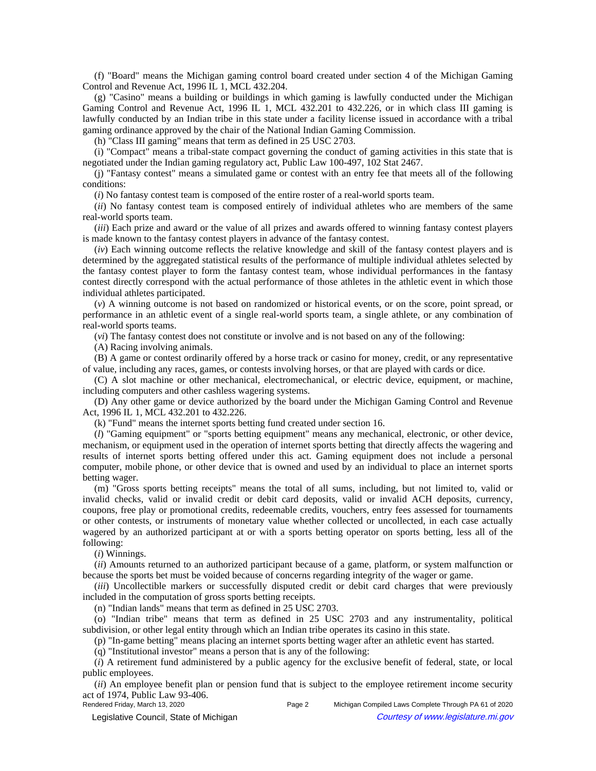(f) "Board" means the Michigan gaming control board created under section 4 of the Michigan Gaming Control and Revenue Act, 1996 IL 1, MCL 432.204.

(g) "Casino" means a building or buildings in which gaming is lawfully conducted under the Michigan Gaming Control and Revenue Act, 1996 IL 1, MCL 432.201 to 432.226, or in which class III gaming is lawfully conducted by an Indian tribe in this state under a facility license issued in accordance with a tribal gaming ordinance approved by the chair of the National Indian Gaming Commission.

(h) "Class III gaming" means that term as defined in 25 USC 2703.

(i) "Compact" means a tribal-state compact governing the conduct of gaming activities in this state that is negotiated under the Indian gaming regulatory act, Public Law 100-497, 102 Stat 2467.

(j) "Fantasy contest" means a simulated game or contest with an entry fee that meets all of the following conditions:

(*i*) No fantasy contest team is composed of the entire roster of a real-world sports team.

(*ii*) No fantasy contest team is composed entirely of individual athletes who are members of the same real-world sports team.

(*iii*) Each prize and award or the value of all prizes and awards offered to winning fantasy contest players is made known to the fantasy contest players in advance of the fantasy contest.

(*iv*) Each winning outcome reflects the relative knowledge and skill of the fantasy contest players and is determined by the aggregated statistical results of the performance of multiple individual athletes selected by the fantasy contest player to form the fantasy contest team, whose individual performances in the fantasy contest directly correspond with the actual performance of those athletes in the athletic event in which those individual athletes participated.

(*v*) A winning outcome is not based on randomized or historical events, or on the score, point spread, or performance in an athletic event of a single real-world sports team, a single athlete, or any combination of real-world sports teams.

(*vi*) The fantasy contest does not constitute or involve and is not based on any of the following:

(A) Racing involving animals.

(B) A game or contest ordinarily offered by a horse track or casino for money, credit, or any representative of value, including any races, games, or contests involving horses, or that are played with cards or dice.

(C) A slot machine or other mechanical, electromechanical, or electric device, equipment, or machine, including computers and other cashless wagering systems.

(D) Any other game or device authorized by the board under the Michigan Gaming Control and Revenue Act, 1996 IL 1, MCL 432.201 to 432.226.

(k) "Fund" means the internet sports betting fund created under section 16.

(*l*) "Gaming equipment" or "sports betting equipment" means any mechanical, electronic, or other device, mechanism, or equipment used in the operation of internet sports betting that directly affects the wagering and results of internet sports betting offered under this act. Gaming equipment does not include a personal computer, mobile phone, or other device that is owned and used by an individual to place an internet sports betting wager.

(m) "Gross sports betting receipts" means the total of all sums, including, but not limited to, valid or invalid checks, valid or invalid credit or debit card deposits, valid or invalid ACH deposits, currency, coupons, free play or promotional credits, redeemable credits, vouchers, entry fees assessed for tournaments or other contests, or instruments of monetary value whether collected or uncollected, in each case actually wagered by an authorized participant at or with a sports betting operator on sports betting, less all of the following:

(*i*) Winnings.

(*ii*) Amounts returned to an authorized participant because of a game, platform, or system malfunction or because the sports bet must be voided because of concerns regarding integrity of the wager or game.

(*iii*) Uncollectible markers or successfully disputed credit or debit card charges that were previously included in the computation of gross sports betting receipts.

(n) "Indian lands" means that term as defined in 25 USC 2703.

(o) "Indian tribe" means that term as defined in 25 USC 2703 and any instrumentality, political subdivision, or other legal entity through which an Indian tribe operates its casino in this state.

(p) "In-game betting" means placing an internet sports betting wager after an athletic event has started.

(q) "Institutional investor" means a person that is any of the following:

(*i*) A retirement fund administered by a public agency for the exclusive benefit of federal, state, or local public employees.

(*ii*) An employee benefit plan or pension fund that is subject to the employee retirement income security act of 1974, Public Law 93-406.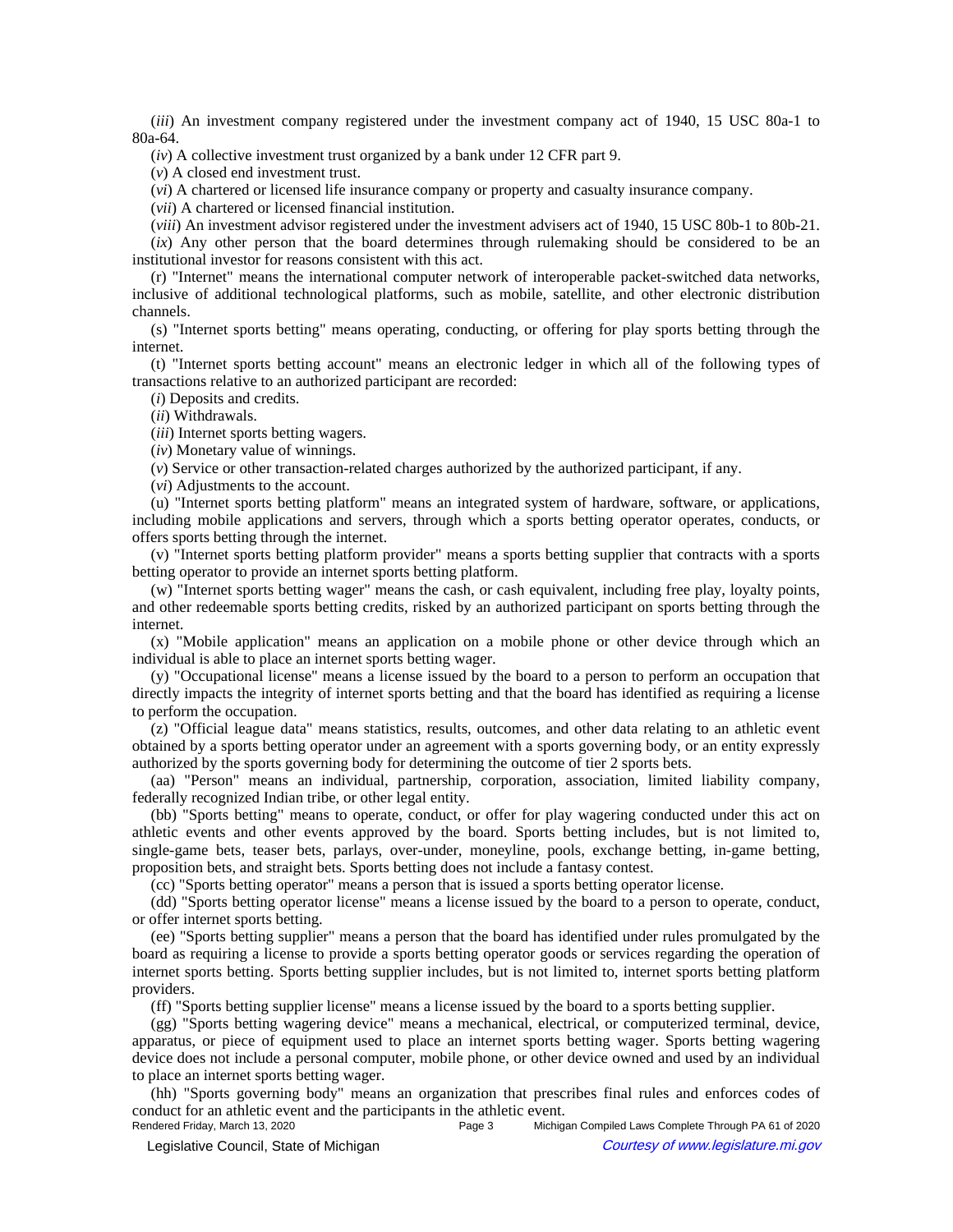(*iii*) An investment company registered under the investment company act of 1940, 15 USC 80a-1 to 80a-64.

(*iv*) A collective investment trust organized by a bank under 12 CFR part 9.

(*v*) A closed end investment trust.

(*vi*) A chartered or licensed life insurance company or property and casualty insurance company.

(*vii*) A chartered or licensed financial institution.

(*viii*) An investment advisor registered under the investment advisers act of 1940, 15 USC 80b-1 to 80b-21.

(*ix*) Any other person that the board determines through rulemaking should be considered to be an institutional investor for reasons consistent with this act.

(r) "Internet" means the international computer network of interoperable packet-switched data networks, inclusive of additional technological platforms, such as mobile, satellite, and other electronic distribution channels.

(s) "Internet sports betting" means operating, conducting, or offering for play sports betting through the internet.

(t) "Internet sports betting account" means an electronic ledger in which all of the following types of transactions relative to an authorized participant are recorded:

(*i*) Deposits and credits.

(*ii*) Withdrawals.

(*iii*) Internet sports betting wagers.

(*iv*) Monetary value of winnings.

(*v*) Service or other transaction-related charges authorized by the authorized participant, if any.

(*vi*) Adjustments to the account.

(u) "Internet sports betting platform" means an integrated system of hardware, software, or applications, including mobile applications and servers, through which a sports betting operator operates, conducts, or offers sports betting through the internet.

(v) "Internet sports betting platform provider" means a sports betting supplier that contracts with a sports betting operator to provide an internet sports betting platform.

(w) "Internet sports betting wager" means the cash, or cash equivalent, including free play, loyalty points, and other redeemable sports betting credits, risked by an authorized participant on sports betting through the internet.

(x) "Mobile application" means an application on a mobile phone or other device through which an individual is able to place an internet sports betting wager.

(y) "Occupational license" means a license issued by the board to a person to perform an occupation that directly impacts the integrity of internet sports betting and that the board has identified as requiring a license to perform the occupation.

(z) "Official league data" means statistics, results, outcomes, and other data relating to an athletic event obtained by a sports betting operator under an agreement with a sports governing body, or an entity expressly authorized by the sports governing body for determining the outcome of tier 2 sports bets.

(aa) "Person" means an individual, partnership, corporation, association, limited liability company, federally recognized Indian tribe, or other legal entity.

(bb) "Sports betting" means to operate, conduct, or offer for play wagering conducted under this act on athletic events and other events approved by the board. Sports betting includes, but is not limited to, single-game bets, teaser bets, parlays, over-under, moneyline, pools, exchange betting, in-game betting, proposition bets, and straight bets. Sports betting does not include a fantasy contest.

(cc) "Sports betting operator" means a person that is issued a sports betting operator license.

(dd) "Sports betting operator license" means a license issued by the board to a person to operate, conduct, or offer internet sports betting.

(ee) "Sports betting supplier" means a person that the board has identified under rules promulgated by the board as requiring a license to provide a sports betting operator goods or services regarding the operation of internet sports betting. Sports betting supplier includes, but is not limited to, internet sports betting platform providers.

(ff) "Sports betting supplier license" means a license issued by the board to a sports betting supplier.

(gg) "Sports betting wagering device" means a mechanical, electrical, or computerized terminal, device, apparatus, or piece of equipment used to place an internet sports betting wager. Sports betting wagering device does not include a personal computer, mobile phone, or other device owned and used by an individual to place an internet sports betting wager.

(hh) "Sports governing body" means an organization that prescribes final rules and enforces codes of conduct for an athletic event and the participants in the athletic event.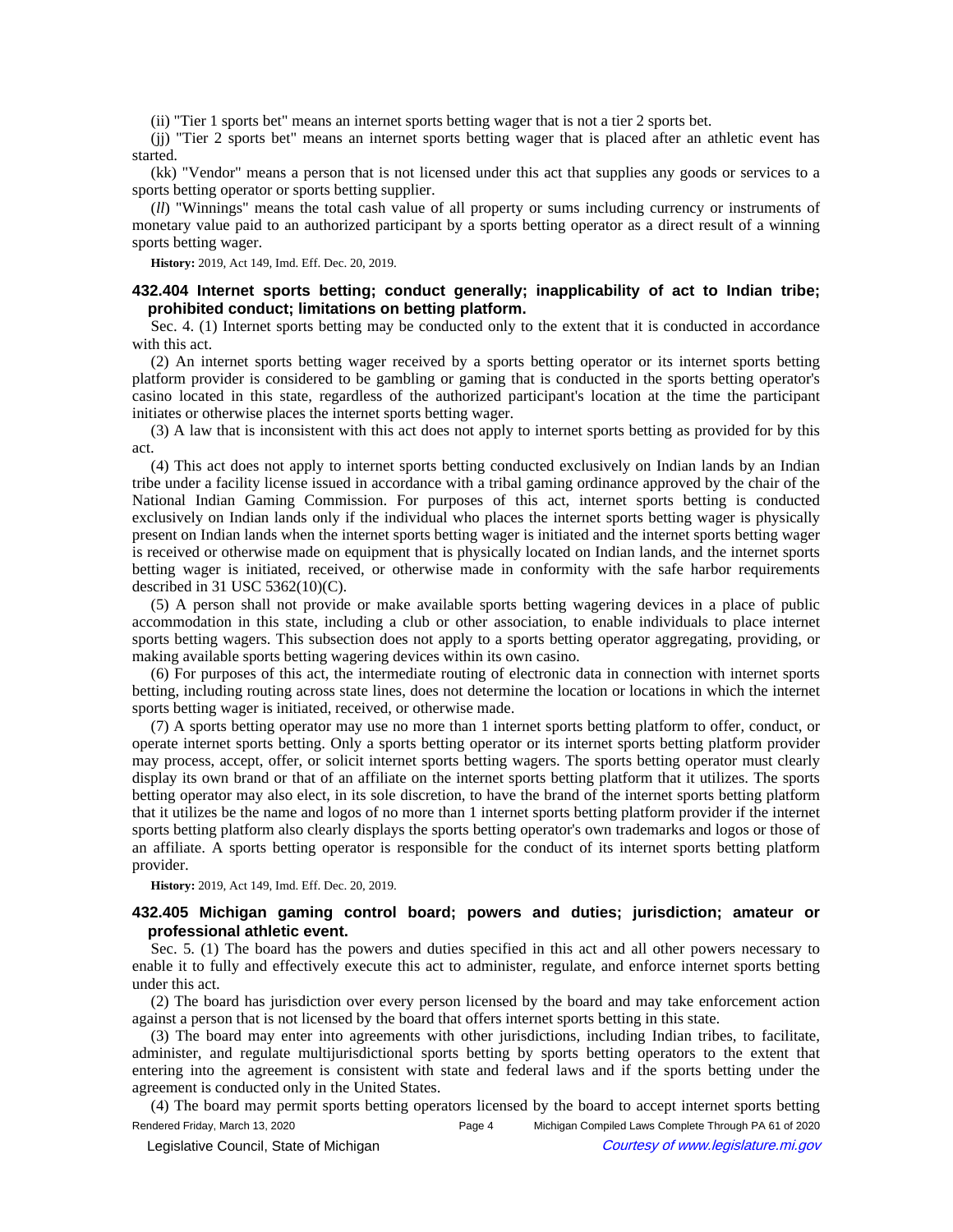(ii) "Tier 1 sports bet" means an internet sports betting wager that is not a tier 2 sports bet.

(jj) "Tier 2 sports bet" means an internet sports betting wager that is placed after an athletic event has started.

(kk) "Vendor" means a person that is not licensed under this act that supplies any goods or services to a sports betting operator or sports betting supplier.

(*ll*) "Winnings" means the total cash value of all property or sums including currency or instruments of monetary value paid to an authorized participant by a sports betting operator as a direct result of a winning sports betting wager.

**History:** 2019, Act 149, Imd. Eff. Dec. 20, 2019.

### 432.404 Internet sports betting; conduct generally; inapplicability of act to Indian tribe; prohibited conduct; limitations on betting platform.

Sec. 4. (1) Internet sports betting may be conducted only to the extent that it is conducted in accordance with this act.

(2) An internet sports betting wager received by a sports betting operator or its internet sports betting platform provider is considered to be gambling or gaming that is conducted in the sports betting operator's casino located in this state, regardless of the authorized participant's location at the time the participant initiates or otherwise places the internet sports betting wager.

(3) A law that is inconsistent with this act does not apply to internet sports betting as provided for by this act.

(4) This act does not apply to internet sports betting conducted exclusively on Indian lands by an Indian tribe under a facility license issued in accordance with a tribal gaming ordinance approved by the chair of the National Indian Gaming Commission. For purposes of this act, internet sports betting is conducted exclusively on Indian lands only if the individual who places the internet sports betting wager is physically present on Indian lands when the internet sports betting wager is initiated and the internet sports betting wager is received or otherwise made on equipment that is physically located on Indian lands, and the internet sports betting wager is initiated, received, or otherwise made in conformity with the safe harbor requirements described in 31 USC 5362(10)(C).

(5) A person shall not provide or make available sports betting wagering devices in a place of public accommodation in this state, including a club or other association, to enable individuals to place internet sports betting wagers. This subsection does not apply to a sports betting operator aggregating, providing, or making available sports betting wagering devices within its own casino.

(6) For purposes of this act, the intermediate routing of electronic data in connection with internet sports betting, including routing across state lines, does not determine the location or locations in which the internet sports betting wager is initiated, received, or otherwise made.

(7) A sports betting operator may use no more than 1 internet sports betting platform to offer, conduct, or operate internet sports betting. Only a sports betting operator or its internet sports betting platform provider may process, accept, offer, or solicit internet sports betting wagers. The sports betting operator must clearly display its own brand or that of an affiliate on the internet sports betting platform that it utilizes. The sports betting operator may also elect, in its sole discretion, to have the brand of the internet sports betting platform that it utilizes be the name and logos of no more than 1 internet sports betting platform provider if the internet sports betting platform also clearly displays the sports betting operator's own trademarks and logos or those of an affiliate. A sports betting operator is responsible for the conduct of its internet sports betting platform provider.

**History:** 2019, Act 149, Imd. Eff. Dec. 20, 2019.

### 432.405 Michigan gaming control board; powers and duties; jurisdiction; amateur or professional athletic event.

Sec. 5. (1) The board has the powers and duties specified in this act and all other powers necessary to enable it to fully and effectively execute this act to administer, regulate, and enforce internet sports betting under this act.

(2) The board has jurisdiction over every person licensed by the board and may take enforcement action against a person that is not licensed by the board that offers internet sports betting in this state.

(3) The board may enter into agreements with other jurisdictions, including Indian tribes, to facilitate, administer, and regulate multijurisdictional sports betting by sports betting operators to the extent that entering into the agreement is consistent with state and federal laws and if the sports betting under the agreement is conducted only in the United States.

(4) The board may permit sports betting operators licensed by the board to accept internet sports betting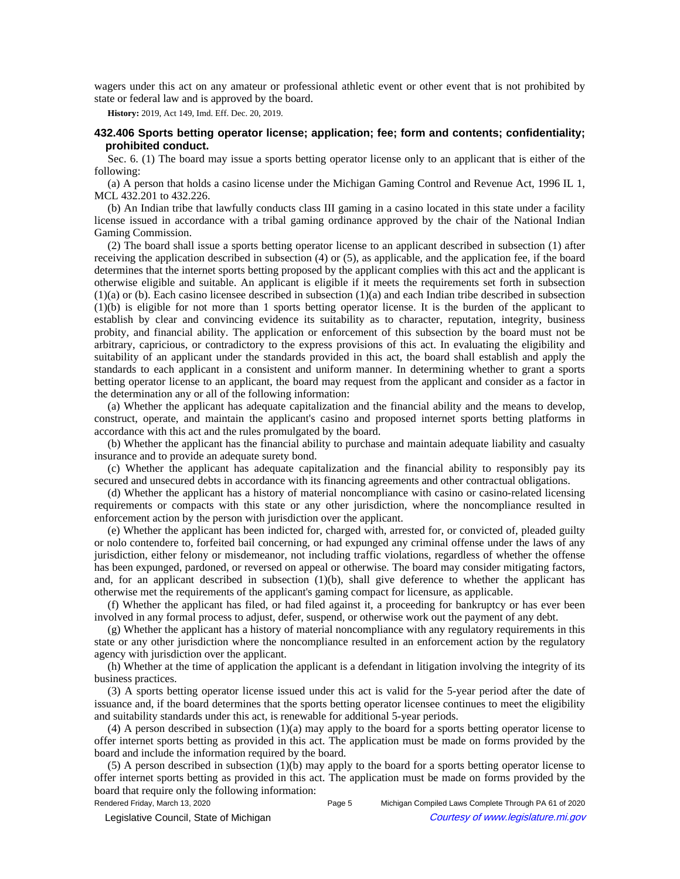wagers under this act on any amateur or professional athletic event or other event that is not prohibited by state or federal law and is approved by the board.

**History:** 2019, Act 149, Imd. Eff. Dec. 20, 2019.

### 432.406 Sports betting operator license; application; fee; form and contents; confidentiality; prohibited conduct.

Sec. 6. (1) The board may issue a sports betting operator license only to an applicant that is either of the following:

(a) A person that holds a casino license under the Michigan Gaming Control and Revenue Act, 1996 IL 1, MCL 432.201 to 432.226.

(b) An Indian tribe that lawfully conducts class III gaming in a casino located in this state under a facility license issued in accordance with a tribal gaming ordinance approved by the chair of the National Indian Gaming Commission.

(2) The board shall issue a sports betting operator license to an applicant described in subsection (1) after receiving the application described in subsection (4) or (5), as applicable, and the application fee, if the board determines that the internet sports betting proposed by the applicant complies with this act and the applicant is otherwise eligible and suitable. An applicant is eligible if it meets the requirements set forth in subsection (1)(a) or (b). Each casino licensee described in subsection (1)(a) and each Indian tribe described in subsection (1)(b) is eligible for not more than 1 sports betting operator license. It is the burden of the applicant to establish by clear and convincing evidence its suitability as to character, reputation, integrity, business probity, and financial ability. The application or enforcement of this subsection by the board must not be arbitrary, capricious, or contradictory to the express provisions of this act. In evaluating the eligibility and suitability of an applicant under the standards provided in this act, the board shall establish and apply the standards to each applicant in a consistent and uniform manner. In determining whether to grant a sports betting operator license to an applicant, the board may request from the applicant and consider as a factor in the determination any or all of the following information:

(a) Whether the applicant has adequate capitalization and the financial ability and the means to develop, construct, operate, and maintain the applicant's casino and proposed internet sports betting platforms in accordance with this act and the rules promulgated by the board.

(b) Whether the applicant has the financial ability to purchase and maintain adequate liability and casualty insurance and to provide an adequate surety bond.

(c) Whether the applicant has adequate capitalization and the financial ability to responsibly pay its secured and unsecured debts in accordance with its financing agreements and other contractual obligations.

(d) Whether the applicant has a history of material noncompliance with casino or casino-related licensing requirements or compacts with this state or any other jurisdiction, where the noncompliance resulted in enforcement action by the person with jurisdiction over the applicant.

(e) Whether the applicant has been indicted for, charged with, arrested for, or convicted of, pleaded guilty or nolo contendere to, forfeited bail concerning, or had expunged any criminal offense under the laws of any jurisdiction, either felony or misdemeanor, not including traffic violations, regardless of whether the offense has been expunged, pardoned, or reversed on appeal or otherwise. The board may consider mitigating factors, and, for an applicant described in subsection (1)(b), shall give deference to whether the applicant has otherwise met the requirements of the applicant's gaming compact for licensure, as applicable.

(f) Whether the applicant has filed, or had filed against it, a proceeding for bankruptcy or has ever been involved in any formal process to adjust, defer, suspend, or otherwise work out the payment of any debt.

(g) Whether the applicant has a history of material noncompliance with any regulatory requirements in this state or any other jurisdiction where the noncompliance resulted in an enforcement action by the regulatory agency with jurisdiction over the applicant.

(h) Whether at the time of application the applicant is a defendant in litigation involving the integrity of its business practices.

(3) A sports betting operator license issued under this act is valid for the 5-year period after the date of issuance and, if the board determines that the sports betting operator licensee continues to meet the eligibility and suitability standards under this act, is renewable for additional 5-year periods.

(4) A person described in subsection (1)(a) may apply to the board for a sports betting operator license to offer internet sports betting as provided in this act. The application must be made on forms provided by the board and include the information required by the board.

(5) A person described in subsection (1)(b) may apply to the board for a sports betting operator license to offer internet sports betting as provided in this act. The application must be made on forms provided by the board that require only the following information: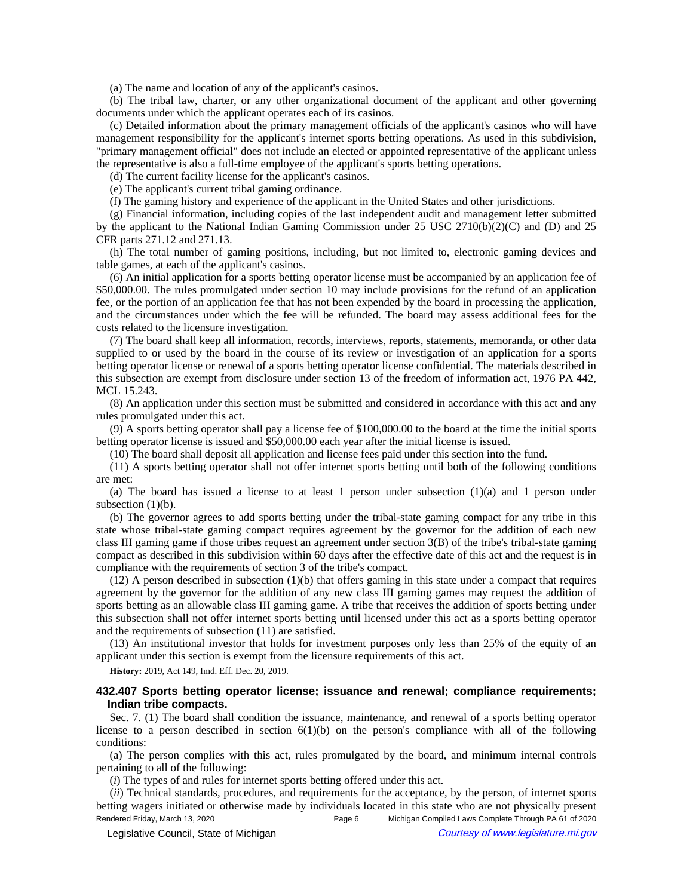(a) The name and location of any of the applicant's casinos.

(b) The tribal law, charter, or any other organizational document of the applicant and other governing documents under which the applicant operates each of its casinos.

(c) Detailed information about the primary management officials of the applicant's casinos who will have management responsibility for the applicant's internet sports betting operations. As used in this subdivision, "primary management official" does not include an elected or appointed representative of the applicant unless the representative is also a full-time employee of the applicant's sports betting operations.

(d) The current facility license for the applicant's casinos.

(e) The applicant's current tribal gaming ordinance.

(f) The gaming history and experience of the applicant in the United States and other jurisdictions.

(g) Financial information, including copies of the last independent audit and management letter submitted by the applicant to the National Indian Gaming Commission under 25 USC 2710(b)(2)(C) and (D) and 25 CFR parts 271.12 and 271.13.

(h) The total number of gaming positions, including, but not limited to, electronic gaming devices and table games, at each of the applicant's casinos.

(6) An initial application for a sports betting operator license must be accompanied by an application fee of $50,000.00. The rules promulgated under section 10 may include provisions for the refund of an application fee, or the portion of an application fee that has not been expended by the board in processing the application, and the circumstances under which the fee will be refunded. The board may assess additional fees for the costs related to the licensure investigation.

(7) The board shall keep all information, records, interviews, reports, statements, memoranda, or other data supplied to or used by the board in the course of its review or investigation of an application for a sports betting operator license or renewal of a sports betting operator license confidential. The materials described in this subsection are exempt from disclosure under section 13 of the freedom of information act, 1976 PA 442, MCL 15.243.

(8) An application under this section must be submitted and considered in accordance with this act and any rules promulgated under this act.

(9) A sports betting operator shall pay a license fee of $100,000.00 to the board at the time the initial sports betting operator license is issued and $50,000.00 each year after the initial license is issued.

(10) The board shall deposit all application and license fees paid under this section into the fund.

(11) A sports betting operator shall not offer internet sports betting until both of the following conditions are met:

(a) The board has issued a license to at least 1 person under subsection (1)(a) and 1 person under subsection (1)(b).

(b) The governor agrees to add sports betting under the tribal-state gaming compact for any tribe in this state whose tribal-state gaming compact requires agreement by the governor for the addition of each new class III gaming game if those tribes request an agreement under section 3(B) of the tribe's tribal-state gaming compact as described in this subdivision within 60 days after the effective date of this act and the request is in compliance with the requirements of section 3 of the tribe's compact.

(12) A person described in subsection (1)(b) that offers gaming in this state under a compact that requires agreement by the governor for the addition of any new class III gaming games may request the addition of sports betting as an allowable class III gaming game. A tribe that receives the addition of sports betting under this subsection shall not offer internet sports betting until licensed under this act as a sports betting operator and the requirements of subsection (11) are satisfied.

(13) An institutional investor that holds for investment purposes only less than 25% of the equity of an applicant under this section is exempt from the licensure requirements of this act.

**History:** 2019, Act 149, Imd. Eff. Dec. 20, 2019.

### 432.407 Sports betting operator license; issuance and renewal; compliance requirements; Indian tribe compacts.

Sec. 7. (1) The board shall condition the issuance, maintenance, and renewal of a sports betting operator license to a person described in section 6(1)(b) on the person's compliance with all of the following conditions:

(a) The person complies with this act, rules promulgated by the board, and minimum internal controls pertaining to all of the following:

(*i*) The types of and rules for internet sports betting offered under this act.

(*ii*) Technical standards, procedures, and requirements for the acceptance, by the person, of internet sports betting wagers initiated or otherwise made by individuals located in this state who are not physically present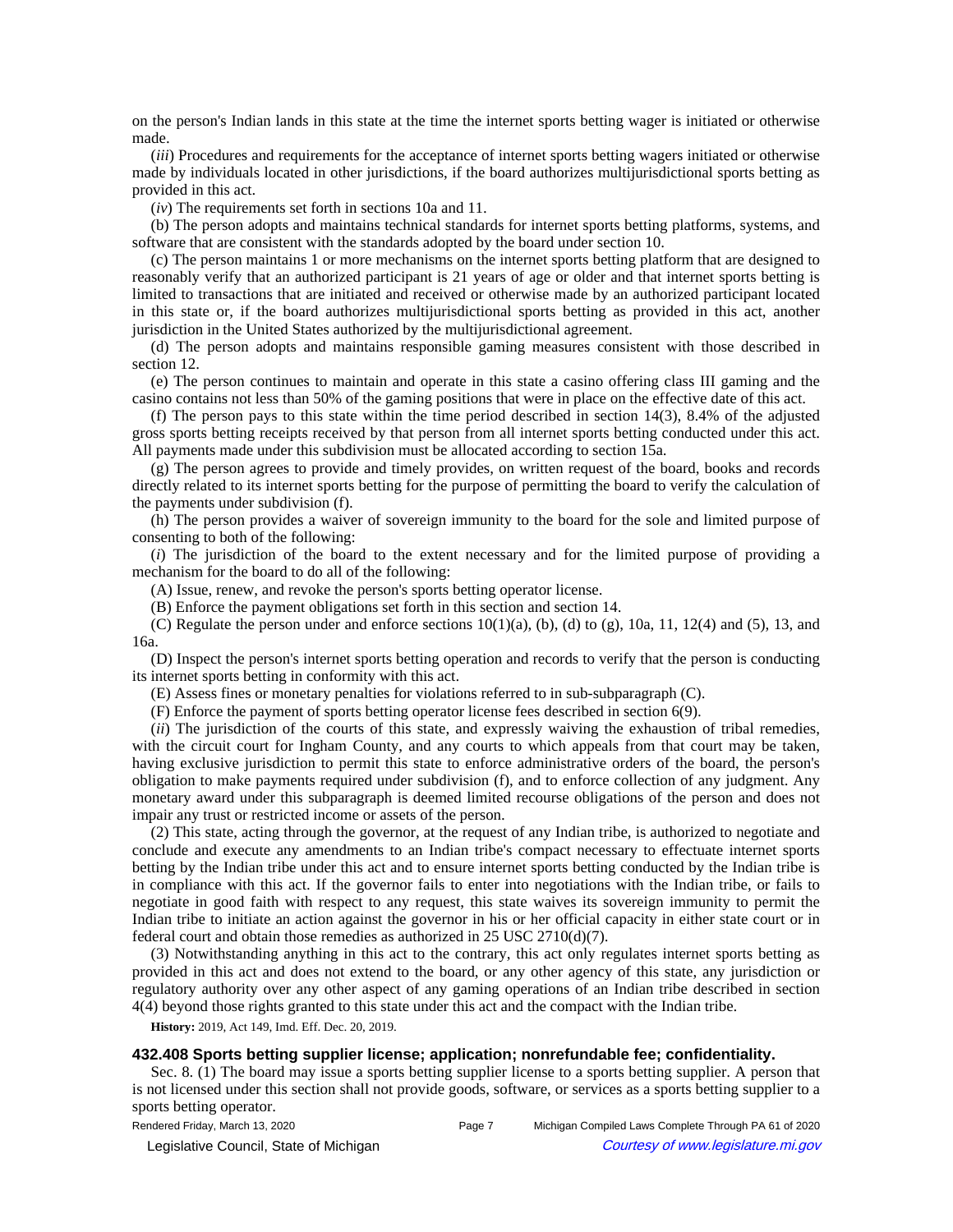on the person's Indian lands in this state at the time the internet sports betting wager is initiated or otherwise made.

(*iii*) Procedures and requirements for the acceptance of internet sports betting wagers initiated or otherwise made by individuals located in other jurisdictions, if the board authorizes multijurisdictional sports betting as provided in this act.

(*iv*) The requirements set forth in sections 10a and 11.

(b) The person adopts and maintains technical standards for internet sports betting platforms, systems, and software that are consistent with the standards adopted by the board under section 10.

(c) The person maintains 1 or more mechanisms on the internet sports betting platform that are designed to reasonably verify that an authorized participant is 21 years of age or older and that internet sports betting is limited to transactions that are initiated and received or otherwise made by an authorized participant located in this state or, if the board authorizes multijurisdictional sports betting as provided in this act, another jurisdiction in the United States authorized by the multijurisdictional agreement.

(d) The person adopts and maintains responsible gaming measures consistent with those described in section 12.

(e) The person continues to maintain and operate in this state a casino offering class III gaming and the casino contains not less than 50% of the gaming positions that were in place on the effective date of this act.

(f) The person pays to this state within the time period described in section 14(3), 8.4% of the adjusted gross sports betting receipts received by that person from all internet sports betting conducted under this act. All payments made under this subdivision must be allocated according to section 15a.

(g) The person agrees to provide and timely provides, on written request of the board, books and records directly related to its internet sports betting for the purpose of permitting the board to verify the calculation of the payments under subdivision (f).

(h) The person provides a waiver of sovereign immunity to the board for the sole and limited purpose of consenting to both of the following:

(*i*) The jurisdiction of the board to the extent necessary and for the limited purpose of providing a mechanism for the board to do all of the following:

(A) Issue, renew, and revoke the person's sports betting operator license.

(B) Enforce the payment obligations set forth in this section and section 14.

(C) Regulate the person under and enforce sections 10(1)(a), (b), (d) to (g), 10a, 11, 12(4) and (5), 13, and 16a.

(D) Inspect the person's internet sports betting operation and records to verify that the person is conducting its internet sports betting in conformity with this act.

(E) Assess fines or monetary penalties for violations referred to in sub-subparagraph (C).

(F) Enforce the payment of sports betting operator license fees described in section 6(9).

(*ii*) The jurisdiction of the courts of this state, and expressly waiving the exhaustion of tribal remedies, with the circuit court for Ingham County, and any courts to which appeals from that court may be taken, having exclusive jurisdiction to permit this state to enforce administrative orders of the board, the person's obligation to make payments required under subdivision (f), and to enforce collection of any judgment. Any monetary award under this subparagraph is deemed limited recourse obligations of the person and does not impair any trust or restricted income or assets of the person.

(2) This state, acting through the governor, at the request of any Indian tribe, is authorized to negotiate and conclude and execute any amendments to an Indian tribe's compact necessary to effectuate internet sports betting by the Indian tribe under this act and to ensure internet sports betting conducted by the Indian tribe is in compliance with this act. If the governor fails to enter into negotiations with the Indian tribe, or fails to negotiate in good faith with respect to any request, this state waives its sovereign immunity to permit the Indian tribe to initiate an action against the governor in his or her official capacity in either state court or in federal court and obtain those remedies as authorized in 25 USC 2710(d)(7).

(3) Notwithstanding anything in this act to the contrary, this act only regulates internet sports betting as provided in this act and does not extend to the board, or any other agency of this state, any jurisdiction or regulatory authority over any other aspect of any gaming operations of an Indian tribe described in section 4(4) beyond those rights granted to this state under this act and the compact with the Indian tribe.

**History:** 2019, Act 149, Imd. Eff. Dec. 20, 2019.

### 432.408 Sports betting supplier license; application; nonrefundable fee; confidentiality.

Sec. 8. (1) The board may issue a sports betting supplier license to a sports betting supplier. A person that is not licensed under this section shall not provide goods, software, or services as a sports betting supplier to a sports betting operator.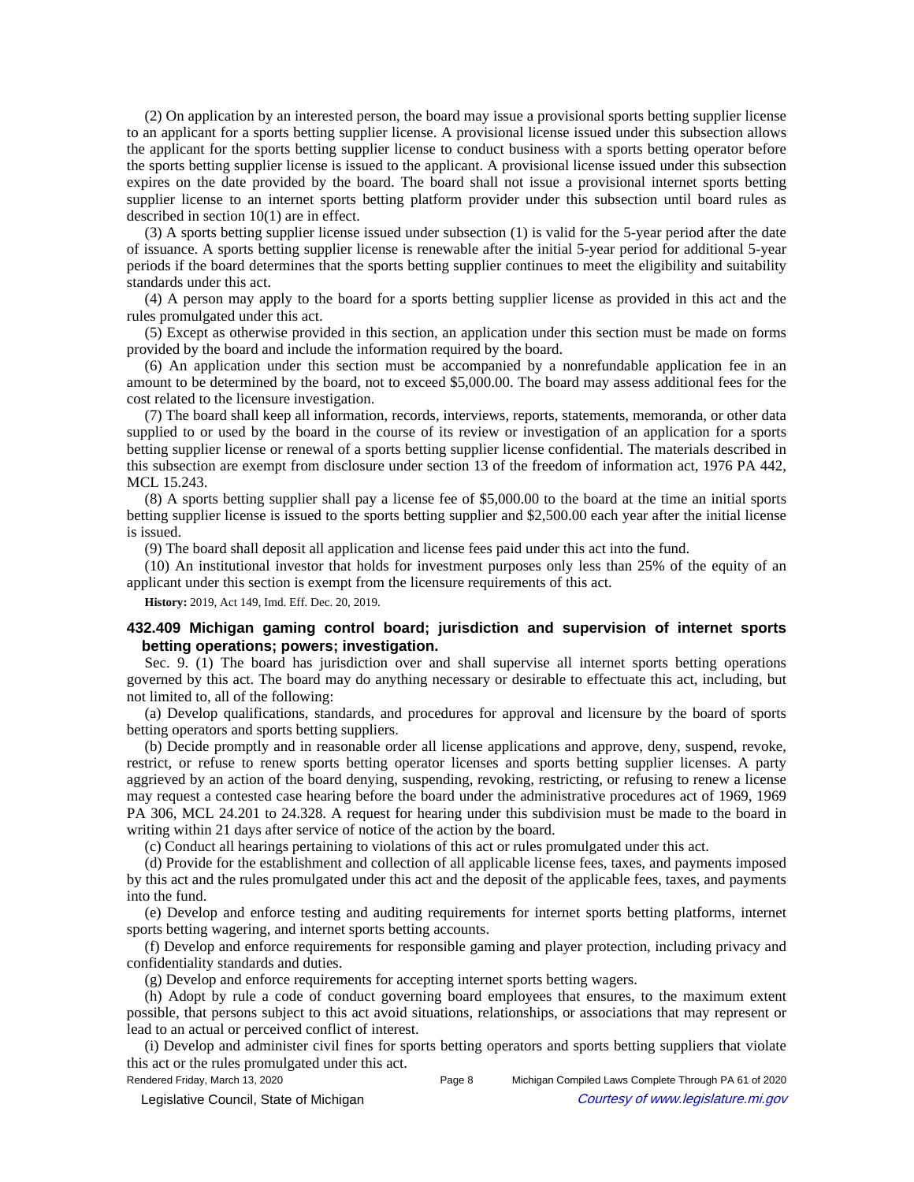(2) On application by an interested person, the board may issue a provisional sports betting supplier license to an applicant for a sports betting supplier license. A provisional license issued under this subsection allows the applicant for the sports betting supplier license to conduct business with a sports betting operator before the sports betting supplier license is issued to the applicant. A provisional license issued under this subsection expires on the date provided by the board. The board shall not issue a provisional internet sports betting supplier license to an internet sports betting platform provider under this subsection until board rules as described in section 10(1) are in effect.

(3) A sports betting supplier license issued under subsection (1) is valid for the 5-year period after the date of issuance. A sports betting supplier license is renewable after the initial 5-year period for additional 5-year periods if the board determines that the sports betting supplier continues to meet the eligibility and suitability standards under this act.

(4) A person may apply to the board for a sports betting supplier license as provided in this act and the rules promulgated under this act.

(5) Except as otherwise provided in this section, an application under this section must be made on forms provided by the board and include the information required by the board.

(6) An application under this section must be accompanied by a nonrefundable application fee in an amount to be determined by the board, not to exceed $5,000.00. The board may assess additional fees for the cost related to the licensure investigation.

(7) The board shall keep all information, records, interviews, reports, statements, memoranda, or other data supplied to or used by the board in the course of its review or investigation of an application for a sports betting supplier license or renewal of a sports betting supplier license confidential. The materials described in this subsection are exempt from disclosure under section 13 of the freedom of information act, 1976 PA 442, MCL 15.243.

(8) A sports betting supplier shall pay a license fee of $5,000.00 to the board at the time an initial sports betting supplier license is issued to the sports betting supplier and $2,500.00 each year after the initial license is issued.

(9) The board shall deposit all application and license fees paid under this act into the fund.

(10) An institutional investor that holds for investment purposes only less than 25% of the equity of an applicant under this section is exempt from the licensure requirements of this act.

**History:** 2019, Act 149, Imd. Eff. Dec. 20, 2019.

### 432.409 Michigan gaming control board; jurisdiction and supervision of internet sports betting operations; powers; investigation.

Sec. 9. (1) The board has jurisdiction over and shall supervise all internet sports betting operations governed by this act. The board may do anything necessary or desirable to effectuate this act, including, but not limited to, all of the following:

(a) Develop qualifications, standards, and procedures for approval and licensure by the board of sports betting operators and sports betting suppliers.

(b) Decide promptly and in reasonable order all license applications and approve, deny, suspend, revoke, restrict, or refuse to renew sports betting operator licenses and sports betting supplier licenses. A party aggrieved by an action of the board denying, suspending, revoking, restricting, or refusing to renew a license may request a contested case hearing before the board under the administrative procedures act of 1969, 1969 PA 306, MCL 24.201 to 24.328. A request for hearing under this subdivision must be made to the board in writing within 21 days after service of notice of the action by the board.

(c) Conduct all hearings pertaining to violations of this act or rules promulgated under this act.

(d) Provide for the establishment and collection of all applicable license fees, taxes, and payments imposed by this act and the rules promulgated under this act and the deposit of the applicable fees, taxes, and payments into the fund.

(e) Develop and enforce testing and auditing requirements for internet sports betting platforms, internet sports betting wagering, and internet sports betting accounts.

(f) Develop and enforce requirements for responsible gaming and player protection, including privacy and confidentiality standards and duties.

(g) Develop and enforce requirements for accepting internet sports betting wagers.

(h) Adopt by rule a code of conduct governing board employees that ensures, to the maximum extent possible, that persons subject to this act avoid situations, relationships, or associations that may represent or lead to an actual or perceived conflict of interest.

(i) Develop and administer civil fines for sports betting operators and sports betting suppliers that violate this act or the rules promulgated under this act.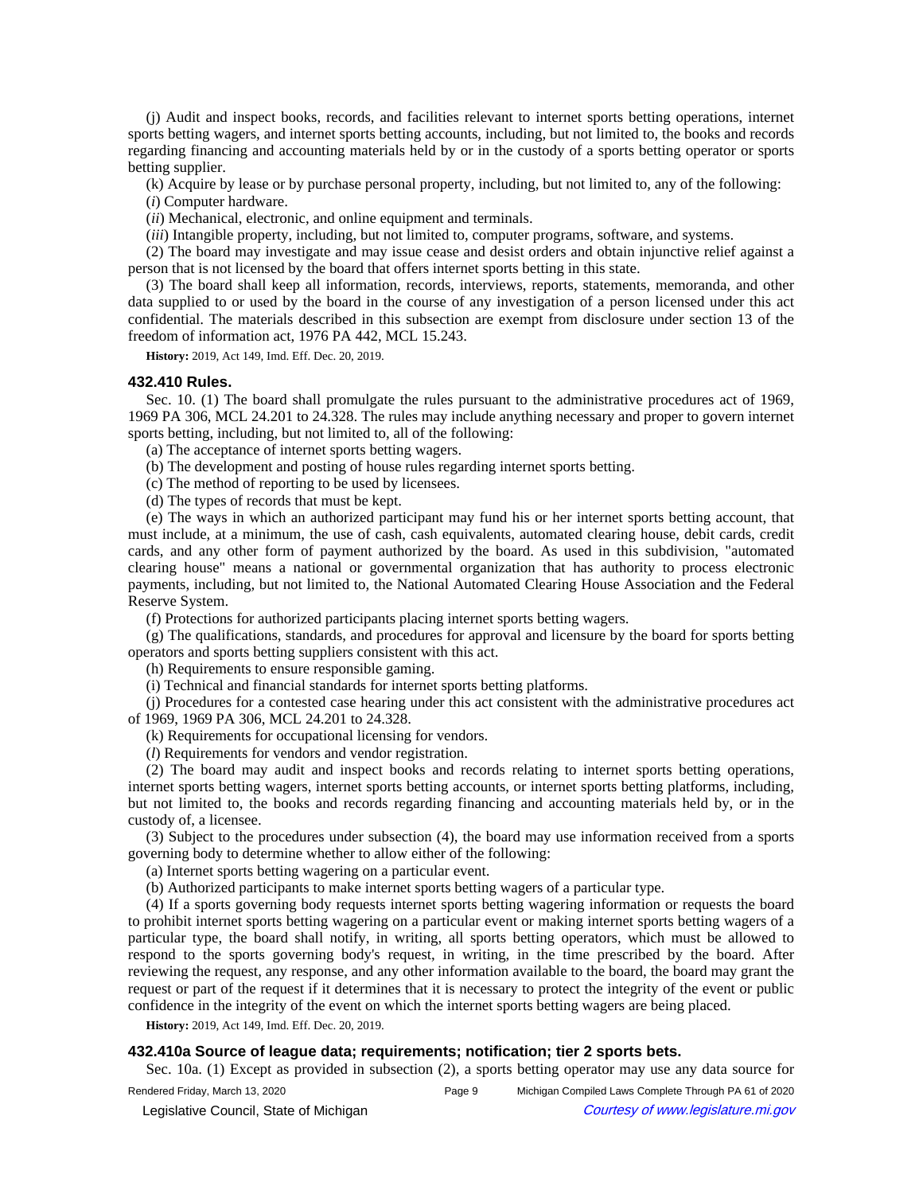(j) Audit and inspect books, records, and facilities relevant to internet sports betting operations, internet sports betting wagers, and internet sports betting accounts, including, but not limited to, the books and records regarding financing and accounting materials held by or in the custody of a sports betting operator or sports betting supplier.

(k) Acquire by lease or by purchase personal property, including, but not limited to, any of the following:

(*i*) Computer hardware.

(*ii*) Mechanical, electronic, and online equipment and terminals.

(*iii*) Intangible property, including, but not limited to, computer programs, software, and systems.

(2) The board may investigate and may issue cease and desist orders and obtain injunctive relief against a person that is not licensed by the board that offers internet sports betting in this state.

(3) The board shall keep all information, records, interviews, reports, statements, memoranda, and other data supplied to or used by the board in the course of any investigation of a person licensed under this act confidential. The materials described in this subsection are exempt from disclosure under section 13 of the freedom of information act, 1976 PA 442, MCL 15.243.

**History:** 2019, Act 149, Imd. Eff. Dec. 20, 2019.

### 432.410 Rules.

Sec. 10. (1) The board shall promulgate the rules pursuant to the administrative procedures act of 1969, 1969 PA 306, MCL 24.201 to 24.328. The rules may include anything necessary and proper to govern internet sports betting, including, but not limited to, all of the following:

(a) The acceptance of internet sports betting wagers.

(b) The development and posting of house rules regarding internet sports betting.

(c) The method of reporting to be used by licensees.

(d) The types of records that must be kept.

(e) The ways in which an authorized participant may fund his or her internet sports betting account, that must include, at a minimum, the use of cash, cash equivalents, automated clearing house, debit cards, credit cards, and any other form of payment authorized by the board. As used in this subdivision, "automated clearing house" means a national or governmental organization that has authority to process electronic payments, including, but not limited to, the National Automated Clearing House Association and the Federal Reserve System.

(f) Protections for authorized participants placing internet sports betting wagers.

(g) The qualifications, standards, and procedures for approval and licensure by the board for sports betting operators and sports betting suppliers consistent with this act.

(h) Requirements to ensure responsible gaming.

(i) Technical and financial standards for internet sports betting platforms.

(j) Procedures for a contested case hearing under this act consistent with the administrative procedures act of 1969, 1969 PA 306, MCL 24.201 to 24.328.

(k) Requirements for occupational licensing for vendors.

(*l*) Requirements for vendors and vendor registration.

(2) The board may audit and inspect books and records relating to internet sports betting operations, internet sports betting wagers, internet sports betting accounts, or internet sports betting platforms, including, but not limited to, the books and records regarding financing and accounting materials held by, or in the custody of, a licensee.

(3) Subject to the procedures under subsection (4), the board may use information received from a sports governing body to determine whether to allow either of the following:

(a) Internet sports betting wagering on a particular event.

(b) Authorized participants to make internet sports betting wagers of a particular type.

(4) If a sports governing body requests internet sports betting wagering information or requests the board to prohibit internet sports betting wagering on a particular event or making internet sports betting wagers of a particular type, the board shall notify, in writing, all sports betting operators, which must be allowed to respond to the sports governing body's request, in writing, in the time prescribed by the board. After reviewing the request, any response, and any other information available to the board, the board may grant the request or part of the request if it determines that it is necessary to protect the integrity of the event or public confidence in the integrity of the event on which the internet sports betting wagers are being placed.

**History:** 2019, Act 149, Imd. Eff. Dec. 20, 2019.

### 432.410a Source of league data; requirements; notification; tier 2 sports bets.

Sec. 10a. (1) Except as provided in subsection (2), a sports betting operator may use any data source for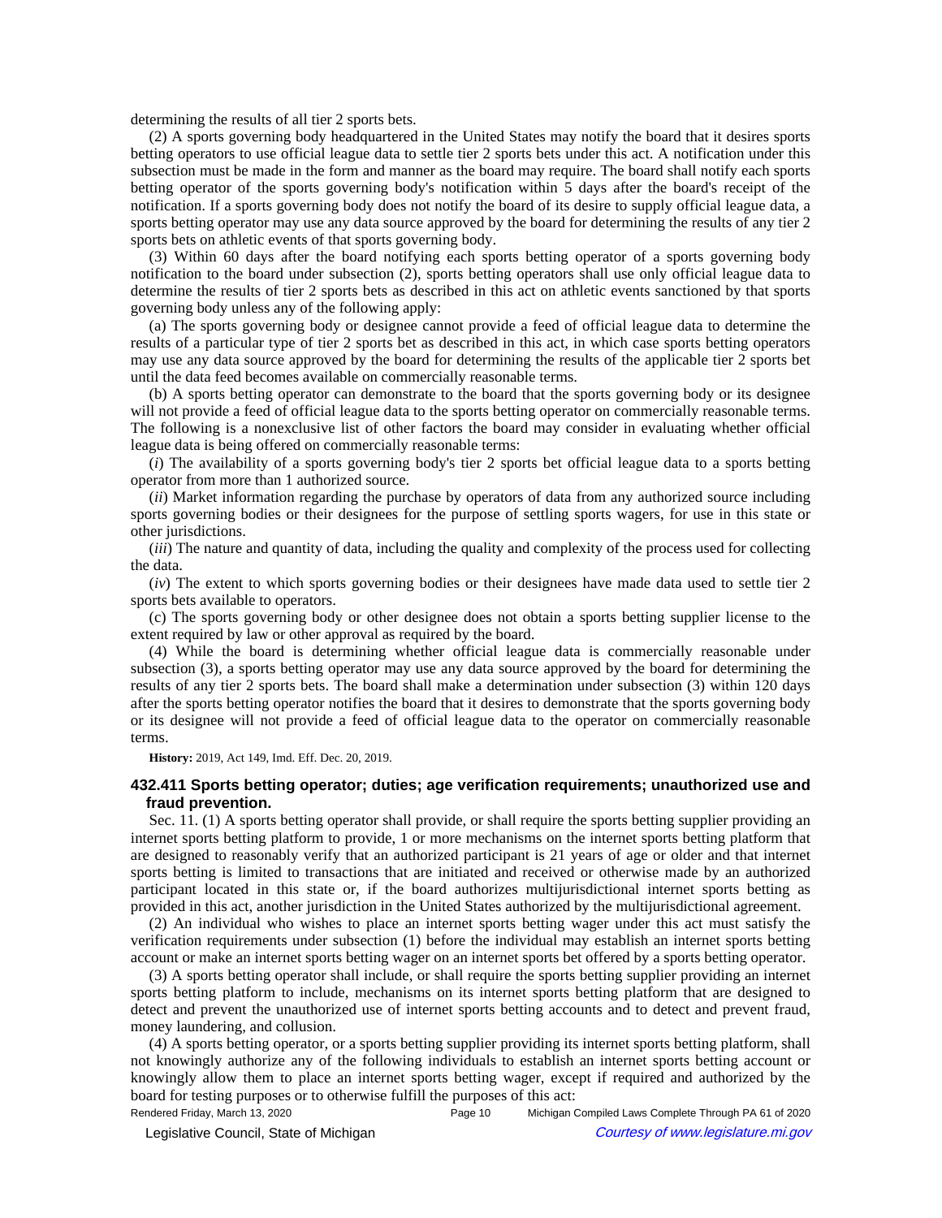determining the results of all tier 2 sports bets.

(2) A sports governing body headquartered in the United States may notify the board that it desires sports betting operators to use official league data to settle tier 2 sports bets under this act. A notification under this subsection must be made in the form and manner as the board may require. The board shall notify each sports betting operator of the sports governing body's notification within 5 days after the board's receipt of the notification. If a sports governing body does not notify the board of its desire to supply official league data, a sports betting operator may use any data source approved by the board for determining the results of any tier 2 sports bets on athletic events of that sports governing body.

(3) Within 60 days after the board notifying each sports betting operator of a sports governing body notification to the board under subsection (2), sports betting operators shall use only official league data to determine the results of tier 2 sports bets as described in this act on athletic events sanctioned by that sports governing body unless any of the following apply:

(a) The sports governing body or designee cannot provide a feed of official league data to determine the results of a particular type of tier 2 sports bet as described in this act, in which case sports betting operators may use any data source approved by the board for determining the results of the applicable tier 2 sports bet until the data feed becomes available on commercially reasonable terms.

(b) A sports betting operator can demonstrate to the board that the sports governing body or its designee will not provide a feed of official league data to the sports betting operator on commercially reasonable terms. The following is a nonexclusive list of other factors the board may consider in evaluating whether official league data is being offered on commercially reasonable terms:

(*i*) The availability of a sports governing body's tier 2 sports bet official league data to a sports betting operator from more than 1 authorized source.

(*ii*) Market information regarding the purchase by operators of data from any authorized source including sports governing bodies or their designees for the purpose of settling sports wagers, for use in this state or other jurisdictions.

(*iii*) The nature and quantity of data, including the quality and complexity of the process used for collecting the data.

(*iv*) The extent to which sports governing bodies or their designees have made data used to settle tier 2 sports bets available to operators.

(c) The sports governing body or other designee does not obtain a sports betting supplier license to the extent required by law or other approval as required by the board.

(4) While the board is determining whether official league data is commercially reasonable under subsection (3), a sports betting operator may use any data source approved by the board for determining the results of any tier 2 sports bets. The board shall make a determination under subsection (3) within 120 days after the sports betting operator notifies the board that it desires to demonstrate that the sports governing body or its designee will not provide a feed of official league data to the operator on commercially reasonable terms.

**History:** 2019, Act 149, Imd. Eff. Dec. 20, 2019.

### 432.411 Sports betting operator; duties; age verification requirements; unauthorized use and fraud prevention.

Sec. 11. (1) A sports betting operator shall provide, or shall require the sports betting supplier providing an internet sports betting platform to provide, 1 or more mechanisms on the internet sports betting platform that are designed to reasonably verify that an authorized participant is 21 years of age or older and that internet sports betting is limited to transactions that are initiated and received or otherwise made by an authorized participant located in this state or, if the board authorizes multijurisdictional internet sports betting as provided in this act, another jurisdiction in the United States authorized by the multijurisdictional agreement.

(2) An individual who wishes to place an internet sports betting wager under this act must satisfy the verification requirements under subsection (1) before the individual may establish an internet sports betting account or make an internet sports betting wager on an internet sports bet offered by a sports betting operator.

(3) A sports betting operator shall include, or shall require the sports betting supplier providing an internet sports betting platform to include, mechanisms on its internet sports betting platform that are designed to detect and prevent the unauthorized use of internet sports betting accounts and to detect and prevent fraud, money laundering, and collusion.

(4) A sports betting operator, or a sports betting supplier providing its internet sports betting platform, shall not knowingly authorize any of the following individuals to establish an internet sports betting account or knowingly allow them to place an internet sports betting wager, except if required and authorized by the board for testing purposes or to otherwise fulfill the purposes of this act: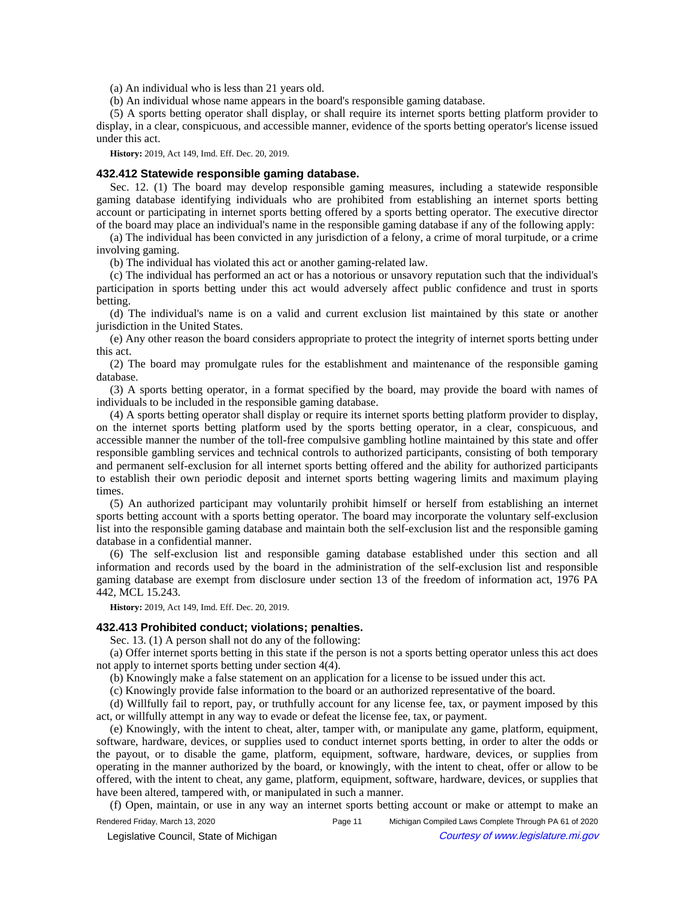(a) An individual who is less than 21 years old.

(b) An individual whose name appears in the board's responsible gaming database.

(5) A sports betting operator shall display, or shall require its internet sports betting platform provider to display, in a clear, conspicuous, and accessible manner, evidence of the sports betting operator's license issued under this act.

**History:** 2019, Act 149, Imd. Eff. Dec. 20, 2019.

### 432.412 Statewide responsible gaming database.

Sec. 12. (1) The board may develop responsible gaming measures, including a statewide responsible gaming database identifying individuals who are prohibited from establishing an internet sports betting account or participating in internet sports betting offered by a sports betting operator. The executive director of the board may place an individual's name in the responsible gaming database if any of the following apply:

(a) The individual has been convicted in any jurisdiction of a felony, a crime of moral turpitude, or a crime involving gaming.

(b) The individual has violated this act or another gaming-related law.

(c) The individual has performed an act or has a notorious or unsavory reputation such that the individual's participation in sports betting under this act would adversely affect public confidence and trust in sports betting.

(d) The individual's name is on a valid and current exclusion list maintained by this state or another jurisdiction in the United States.

(e) Any other reason the board considers appropriate to protect the integrity of internet sports betting under this act.

(2) The board may promulgate rules for the establishment and maintenance of the responsible gaming database.

(3) A sports betting operator, in a format specified by the board, may provide the board with names of individuals to be included in the responsible gaming database.

(4) A sports betting operator shall display or require its internet sports betting platform provider to display, on the internet sports betting platform used by the sports betting operator, in a clear, conspicuous, and accessible manner the number of the toll-free compulsive gambling hotline maintained by this state and offer responsible gambling services and technical controls to authorized participants, consisting of both temporary and permanent self-exclusion for all internet sports betting offered and the ability for authorized participants to establish their own periodic deposit and internet sports betting wagering limits and maximum playing times.

(5) An authorized participant may voluntarily prohibit himself or herself from establishing an internet sports betting account with a sports betting operator. The board may incorporate the voluntary self-exclusion list into the responsible gaming database and maintain both the self-exclusion list and the responsible gaming database in a confidential manner.

(6) The self-exclusion list and responsible gaming database established under this section and all information and records used by the board in the administration of the self-exclusion list and responsible gaming database are exempt from disclosure under section 13 of the freedom of information act, 1976 PA 442, MCL 15.243.

**History:** 2019, Act 149, Imd. Eff. Dec. 20, 2019.

### 432.413 Prohibited conduct; violations; penalties.

Sec. 13. (1) A person shall not do any of the following:

(a) Offer internet sports betting in this state if the person is not a sports betting operator unless this act does not apply to internet sports betting under section 4(4).

(b) Knowingly make a false statement on an application for a license to be issued under this act.

(c) Knowingly provide false information to the board or an authorized representative of the board.

(d) Willfully fail to report, pay, or truthfully account for any license fee, tax, or payment imposed by this act, or willfully attempt in any way to evade or defeat the license fee, tax, or payment.

(e) Knowingly, with the intent to cheat, alter, tamper with, or manipulate any game, platform, equipment, software, hardware, devices, or supplies used to conduct internet sports betting, in order to alter the odds or the payout, or to disable the game, platform, equipment, software, hardware, devices, or supplies from operating in the manner authorized by the board, or knowingly, with the intent to cheat, offer or allow to be offered, with the intent to cheat, any game, platform, equipment, software, hardware, devices, or supplies that have been altered, tampered with, or manipulated in such a manner.

(f) Open, maintain, or use in any way an internet sports betting account or make or attempt to make an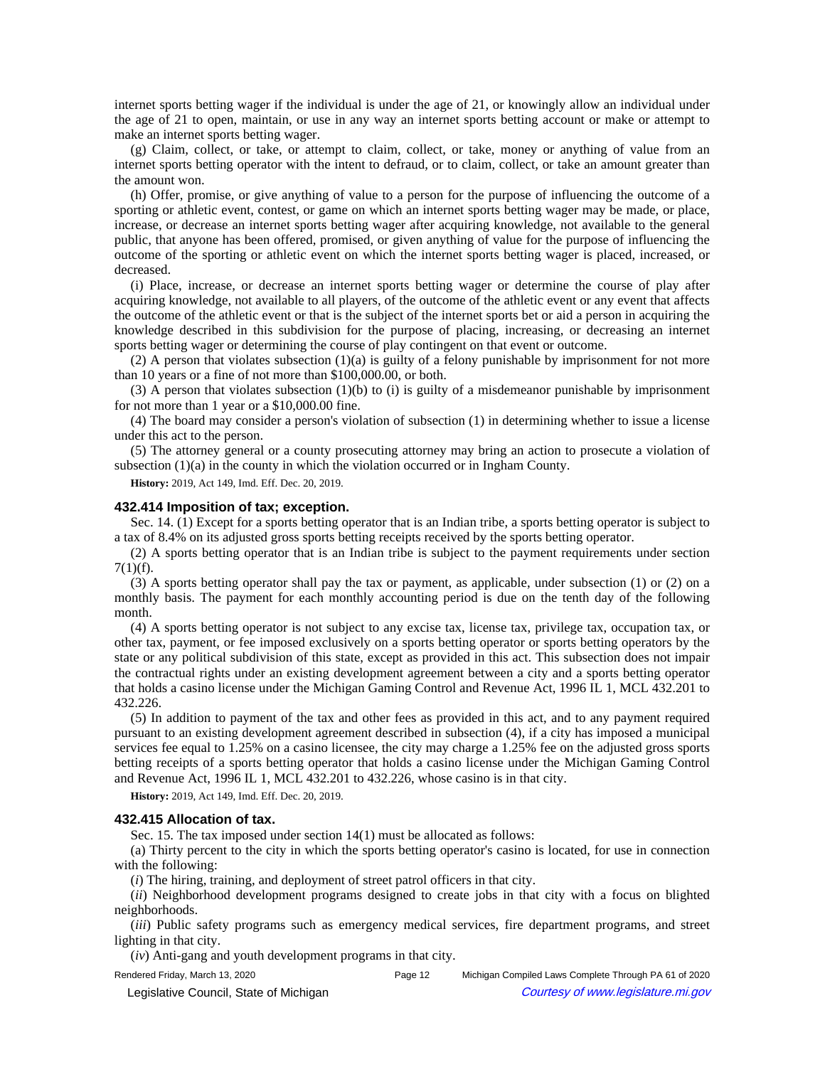internet sports betting wager if the individual is under the age of 21, or knowingly allow an individual under the age of 21 to open, maintain, or use in any way an internet sports betting account or make or attempt to make an internet sports betting wager.

(g) Claim, collect, or take, or attempt to claim, collect, or take, money or anything of value from an internet sports betting operator with the intent to defraud, or to claim, collect, or take an amount greater than the amount won.

(h) Offer, promise, or give anything of value to a person for the purpose of influencing the outcome of a sporting or athletic event, contest, or game on which an internet sports betting wager may be made, or place, increase, or decrease an internet sports betting wager after acquiring knowledge, not available to the general public, that anyone has been offered, promised, or given anything of value for the purpose of influencing the outcome of the sporting or athletic event on which the internet sports betting wager is placed, increased, or decreased.

(i) Place, increase, or decrease an internet sports betting wager or determine the course of play after acquiring knowledge, not available to all players, of the outcome of the athletic event or any event that affects the outcome of the athletic event or that is the subject of the internet sports bet or aid a person in acquiring the knowledge described in this subdivision for the purpose of placing, increasing, or decreasing an internet sports betting wager or determining the course of play contingent on that event or outcome.

(2) A person that violates subsection (1)(a) is guilty of a felony punishable by imprisonment for not more than 10 years or a fine of not more than $100,000.00, or both.

(3) A person that violates subsection (1)(b) to (i) is guilty of a misdemeanor punishable by imprisonment for not more than 1 year or a $10,000.00 fine.

(4) The board may consider a person's violation of subsection (1) in determining whether to issue a license under this act to the person.

(5) The attorney general or a county prosecuting attorney may bring an action to prosecute a violation of subsection (1)(a) in the county in which the violation occurred or in Ingham County.

**History:** 2019, Act 149, Imd. Eff. Dec. 20, 2019.

### 432.414 Imposition of tax; exception.

Sec. 14. (1) Except for a sports betting operator that is an Indian tribe, a sports betting operator is subject to a tax of 8.4% on its adjusted gross sports betting receipts received by the sports betting operator.

(2) A sports betting operator that is an Indian tribe is subject to the payment requirements under section 7(1)(f).

(3) A sports betting operator shall pay the tax or payment, as applicable, under subsection (1) or (2) on a monthly basis. The payment for each monthly accounting period is due on the tenth day of the following month.

(4) A sports betting operator is not subject to any excise tax, license tax, privilege tax, occupation tax, or other tax, payment, or fee imposed exclusively on a sports betting operator or sports betting operators by the state or any political subdivision of this state, except as provided in this act. This subsection does not impair the contractual rights under an existing development agreement between a city and a sports betting operator that holds a casino license under the Michigan Gaming Control and Revenue Act, 1996 IL 1, MCL 432.201 to 432.226.

(5) In addition to payment of the tax and other fees as provided in this act, and to any payment required pursuant to an existing development agreement described in subsection (4), if a city has imposed a municipal services fee equal to 1.25% on a casino licensee, the city may charge a 1.25% fee on the adjusted gross sports betting receipts of a sports betting operator that holds a casino license under the Michigan Gaming Control and Revenue Act, 1996 IL 1, MCL 432.201 to 432.226, whose casino is in that city.

**History:** 2019, Act 149, Imd. Eff. Dec. 20, 2019.

### 432.415 Allocation of tax.

Sec. 15. The tax imposed under section 14(1) must be allocated as follows:

(a) Thirty percent to the city in which the sports betting operator's casino is located, for use in connection with the following:

(*i*) The hiring, training, and deployment of street patrol officers in that city.

(*ii*) Neighborhood development programs designed to create jobs in that city with a focus on blighted neighborhoods.

(*iii*) Public safety programs such as emergency medical services, fire department programs, and street lighting in that city.

(*iv*) Anti-gang and youth development programs in that city.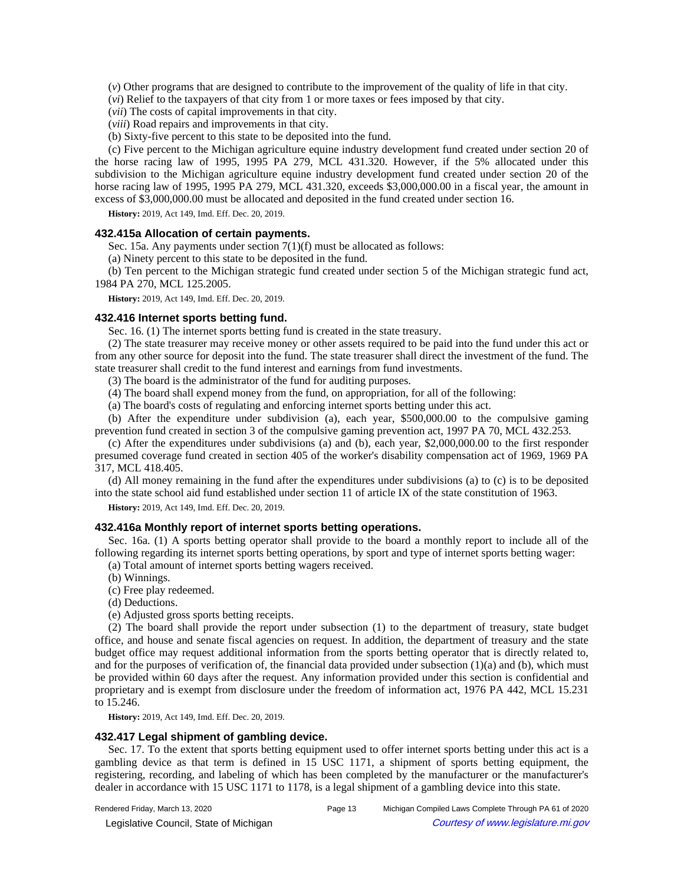(*v*) Other programs that are designed to contribute to the improvement of the quality of life in that city.

(*vi*) Relief to the taxpayers of that city from 1 or more taxes or fees imposed by that city.

(*vii*) The costs of capital improvements in that city.

(*viii*) Road repairs and improvements in that city.

(b) Sixty-five percent to this state to be deposited into the fund.

(c) Five percent to the Michigan agriculture equine industry development fund created under section 20 of the horse racing law of 1995, 1995 PA 279, MCL 431.320. However, if the 5% allocated under this subdivision to the Michigan agriculture equine industry development fund created under section 20 of the horse racing law of 1995, 1995 PA 279, MCL 431.320, exceeds $3,000,000.00 in a fiscal year, the amount in excess of $3,000,000.00 must be allocated and deposited in the fund created under section 16.

**History:** 2019, Act 149, Imd. Eff. Dec. 20, 2019.

### 432.415a Allocation of certain payments.

Sec. 15a. Any payments under section 7(1)(f) must be allocated as follows:

(a) Ninety percent to this state to be deposited in the fund.

(b) Ten percent to the Michigan strategic fund created under section 5 of the Michigan strategic fund act, 1984 PA 270, MCL 125.2005.

**History:** 2019, Act 149, Imd. Eff. Dec. 20, 2019.

### 432.416 Internet sports betting fund.

Sec. 16. (1) The internet sports betting fund is created in the state treasury.

(2) The state treasurer may receive money or other assets required to be paid into the fund under this act or from any other source for deposit into the fund. The state treasurer shall direct the investment of the fund. The state treasurer shall credit to the fund interest and earnings from fund investments.

(3) The board is the administrator of the fund for auditing purposes.

(4) The board shall expend money from the fund, on appropriation, for all of the following:

(a) The board's costs of regulating and enforcing internet sports betting under this act.

(b) After the expenditure under subdivision (a), each year, $500,000.00 to the compulsive gaming prevention fund created in section 3 of the compulsive gaming prevention act, 1997 PA 70, MCL 432.253.

(c) After the expenditures under subdivisions (a) and (b), each year, $2,000,000.00 to the first responder presumed coverage fund created in section 405 of the worker's disability compensation act of 1969, 1969 PA 317, MCL 418.405.

(d) All money remaining in the fund after the expenditures under subdivisions (a) to (c) is to be deposited into the state school aid fund established under section 11 of article IX of the state constitution of 1963.

**History:** 2019, Act 149, Imd. Eff. Dec. 20, 2019.

### 432.416a Monthly report of internet sports betting operations.

Sec. 16a. (1) A sports betting operator shall provide to the board a monthly report to include all of the following regarding its internet sports betting operations, by sport and type of internet sports betting wager:

(a) Total amount of internet sports betting wagers received.

(b) Winnings.

(c) Free play redeemed.

(d) Deductions.

(e) Adjusted gross sports betting receipts.

(2) The board shall provide the report under subsection (1) to the department of treasury, state budget office, and house and senate fiscal agencies on request. In addition, the department of treasury and the state budget office may request additional information from the sports betting operator that is directly related to, and for the purposes of verification of, the financial data provided under subsection (1)(a) and (b), which must be provided within 60 days after the request. Any information provided under this section is confidential and proprietary and is exempt from disclosure under the freedom of information act, 1976 PA 442, MCL 15.231 to 15.246.

**History:** 2019, Act 149, Imd. Eff. Dec. 20, 2019.

### 432.417 Legal shipment of gambling device.

Sec. 17. To the extent that sports betting equipment used to offer internet sports betting under this act is a gambling device as that term is defined in 15 USC 1171, a shipment of sports betting equipment, the registering, recording, and labeling of which has been completed by the manufacturer or the manufacturer's dealer in accordance with 15 USC 1171 to 1178, is a legal shipment of a gambling device into this state.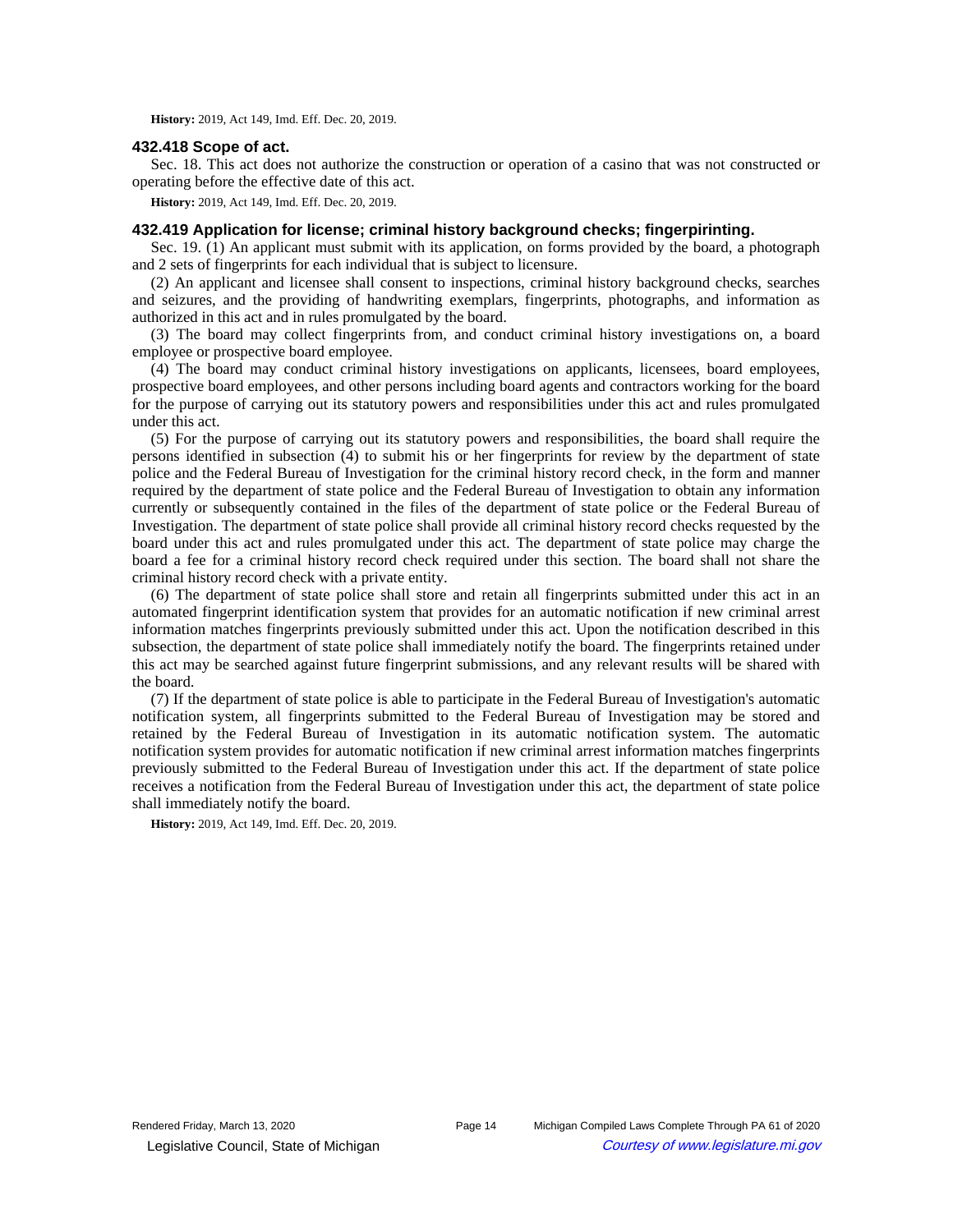**History:** 2019, Act 149, Imd. Eff. Dec. 20, 2019.

### 432.418 Scope of act.

Sec. 18. This act does not authorize the construction or operation of a casino that was not constructed or operating before the effective date of this act.

**History:** 2019, Act 149, Imd. Eff. Dec. 20, 2019.

### 432.419 Application for license; criminal history background checks; fingerpirinting.

Sec. 19. (1) An applicant must submit with its application, on forms provided by the board, a photograph and 2 sets of fingerprints for each individual that is subject to licensure.

(2) An applicant and licensee shall consent to inspections, criminal history background checks, searches and seizures, and the providing of handwriting exemplars, fingerprints, photographs, and information as authorized in this act and in rules promulgated by the board.

(3) The board may collect fingerprints from, and conduct criminal history investigations on, a board employee or prospective board employee.

(4) The board may conduct criminal history investigations on applicants, licensees, board employees, prospective board employees, and other persons including board agents and contractors working for the board for the purpose of carrying out its statutory powers and responsibilities under this act and rules promulgated under this act.

(5) For the purpose of carrying out its statutory powers and responsibilities, the board shall require the persons identified in subsection (4) to submit his or her fingerprints for review by the department of state police and the Federal Bureau of Investigation for the criminal history record check, in the form and manner required by the department of state police and the Federal Bureau of Investigation to obtain any information currently or subsequently contained in the files of the department of state police or the Federal Bureau of Investigation. The department of state police shall provide all criminal history record checks requested by the board under this act and rules promulgated under this act. The department of state police may charge the board a fee for a criminal history record check required under this section. The board shall not share the criminal history record check with a private entity.

(6) The department of state police shall store and retain all fingerprints submitted under this act in an automated fingerprint identification system that provides for an automatic notification if new criminal arrest information matches fingerprints previously submitted under this act. Upon the notification described in this subsection, the department of state police shall immediately notify the board. The fingerprints retained under this act may be searched against future fingerprint submissions, and any relevant results will be shared with the board.

(7) If the department of state police is able to participate in the Federal Bureau of Investigation's automatic notification system, all fingerprints submitted to the Federal Bureau of Investigation may be stored and retained by the Federal Bureau of Investigation in its automatic notification system. The automatic notification system provides for automatic notification if new criminal arrest information matches fingerprints previously submitted to the Federal Bureau of Investigation under this act. If the department of state police receives a notification from the Federal Bureau of Investigation under this act, the department of state police shall immediately notify the board.

**History:** 2019, Act 149, Imd. Eff. Dec. 20, 2019.